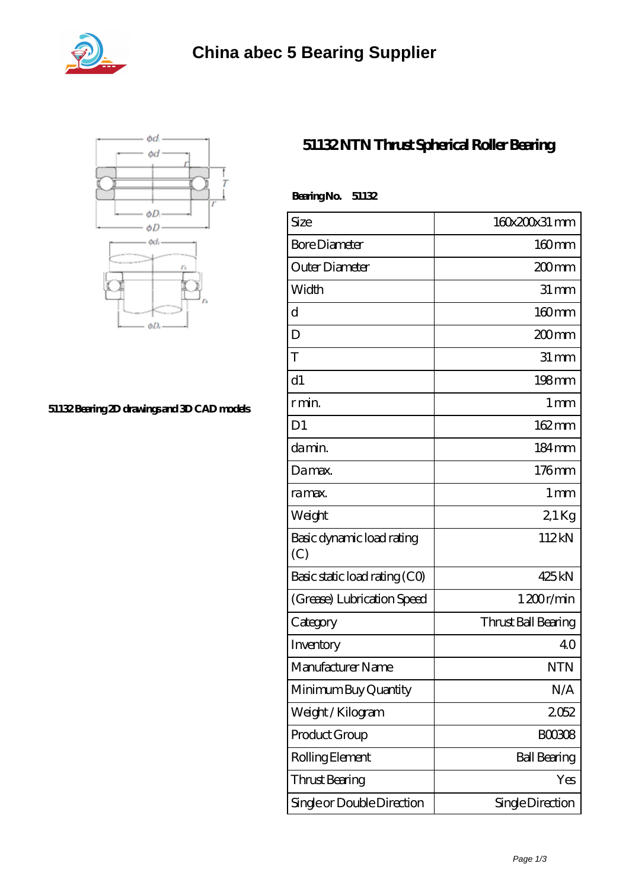# China abec 5 Bearing Supplier

## 51132 NTN Thrust Spherical Roller Bearing

51132 Bearing 2D drawings and 3D CAD models

**Bearing No. 51132**

| Size | 160x200x31 mm |
|---|---|
| Bore Diameter | 160 mm |
| Outer Diameter | 200 mm |
| Width | 31 mm |
| d | 160 mm |
| D | 200 mm |
| T | 31 mm |
| d1 | 198 mm |
| r min. | 1 mm |
| D1 | 162 mm |
| da min. | 184 mm |
| Da max. | 176 mm |
| ra max. | 1 mm |
| Weight | 2,1 Kg |
| Basic dynamic load rating (C) | 112 kN |
| Basic static load rating (C0) | 425 kN |
| (Grease) Lubrication Speed | 1 200 r/min |
| Category | Thrust Ball Bearing |
| Inventory | 4.0 |
| Manufacturer Name | NTN |
| Minimum Buy Quantity | N/A |
| Weight / Kilogram | 2.052 |
| Product Group | B00308 |
| Rolling Element | Ball Bearing |
| Thrust Bearing | Yes |
| Single or Double Direction | Single Direction |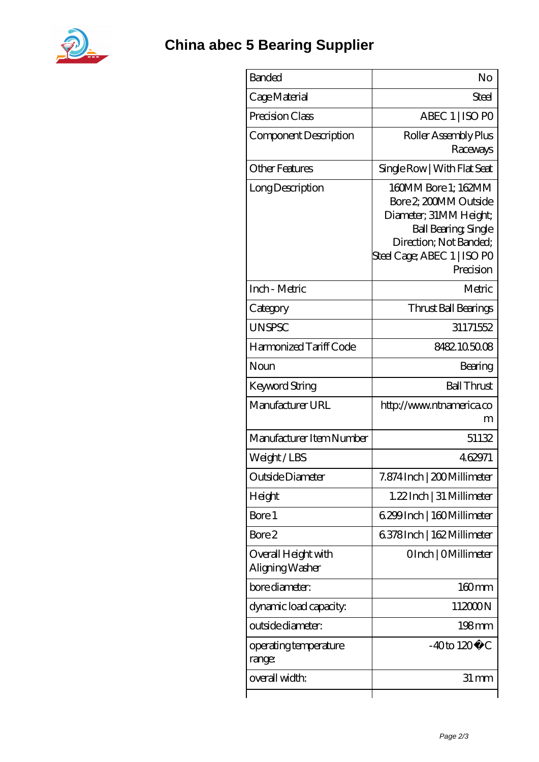# China abec 5 Bearing Supplier

| | |
|---|---|
| Banded | No |
| Cage Material | Steel |
| Precision Class | ABEC 1 \| ISO P0 |
| Component Description | Roller Assembly Plus Raceways |
| Other Features | Single Row \| With Flat Seat |
| Long Description | 160MM Bore 1; 162MM Bore 2; 200MM Outside Diameter; 31MM Height; Ball Bearing; Single Direction; Not Banded; Steel Cage; ABEC 1 \| ISO P0 Precision |
| Inch - Metric | Metric |
| Category | Thrust Ball Bearings |
| UNSPSC | 31171552 |
| Harmonized Tariff Code | 8482.10.50.08 |
| Noun | Bearing |
| Keyword String | Ball Thrust |
| Manufacturer URL | http://www.ntnamerica.com |
| Manufacturer Item Number | 51132 |
| Weight / LBS | 4.62971 |
| Outside Diameter | 7.874 Inch \| 200 Millimeter |
| Height | 1.22 Inch \| 31 Millimeter |
| Bore 1 | 6.299 Inch \| 160 Millimeter |
| Bore 2 | 6.378 Inch \| 162 Millimeter |
| Overall Height with Aligning Washer | 0 Inch \| 0 Millimeter |
| bore diameter: | 160 mm |
| dynamic load capacity: | 112000 N |
| outside diameter: | 198 mm |
| operating temperature range: | -40 to 120 �C |
| overall width: | 31 mm |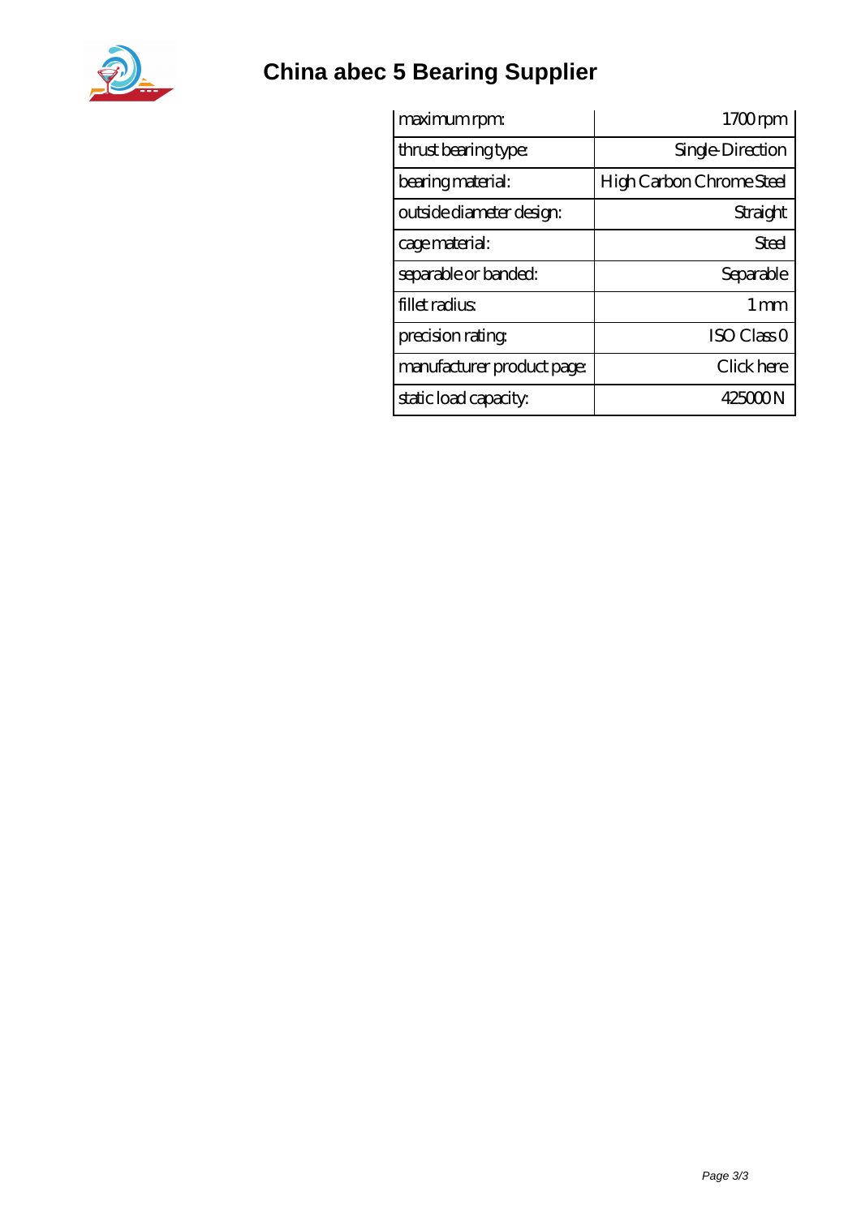# China abec 5 Bearing Supplier

| | |
|---|---|
| maximum rpm: | 1700 rpm |
| thrust bearing type: | Single-Direction |
| bearing material: | High Carbon Chrome Steel |
| outside diameter design: | Straight |
| cage material: | Steel |
| separable or banded: | Separable |
| fillet radius: | 1 mm |
| precision rating: | ISO Class 0 |
| manufacturer product page: | Click here |
| static load capacity: | 425000 N |